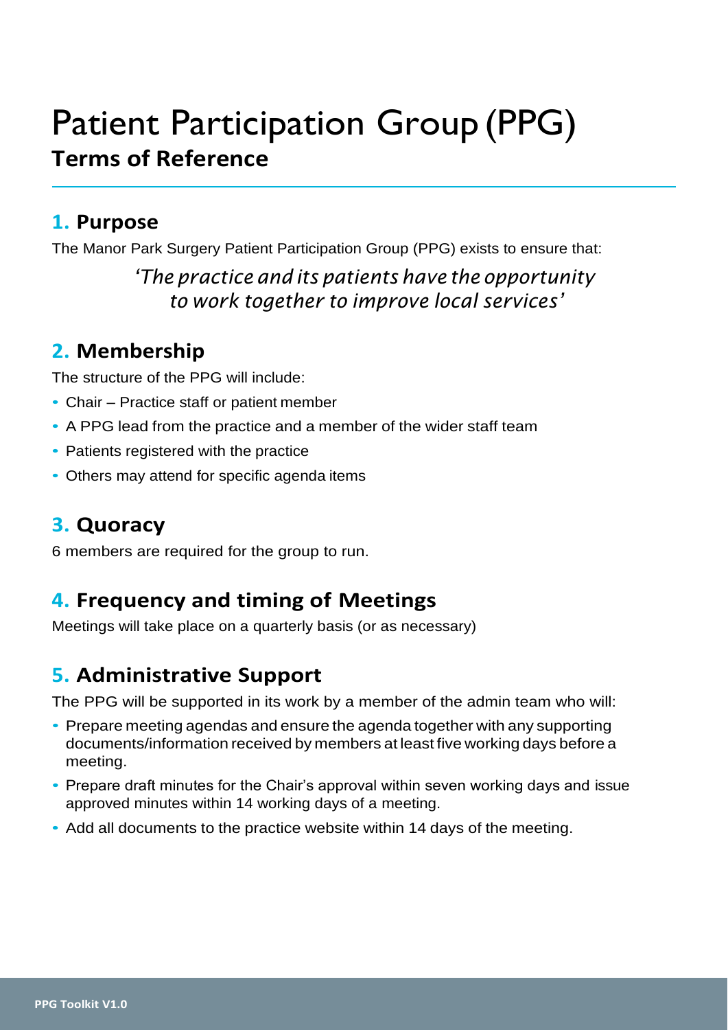# Patient Participation Group (PPG)

## Terms of Reference

## 1. Purpose

The Manor Park Surgery Patient Participation Group (PPG) exists to ensure that:

> *'The practice and its patients have the opportunity to work together to improve local services'*

## 2. Membership

The structure of the PPG will include:

- Chair – Practice staff or patient member
- A PPG lead from the practice and a member of the wider staff team
- Patients registered with the practice
- Others may attend for specific agenda items

## 3. Quoracy

6 members are required for the group to run.

## 4. Frequency and timing of Meetings

Meetings will take place on a quarterly basis (or as necessary)

## 5. Administrative Support

The PPG will be supported in its work by a member of the admin team who will:

- Prepare meeting agendas and ensure the agenda together with any supporting documents/information received by members at least five working days before a meeting.
- Prepare draft minutes for the Chair's approval within seven working days and issue approved minutes within 14 working days of a meeting.
- Add all documents to the practice website within 14 days of the meeting.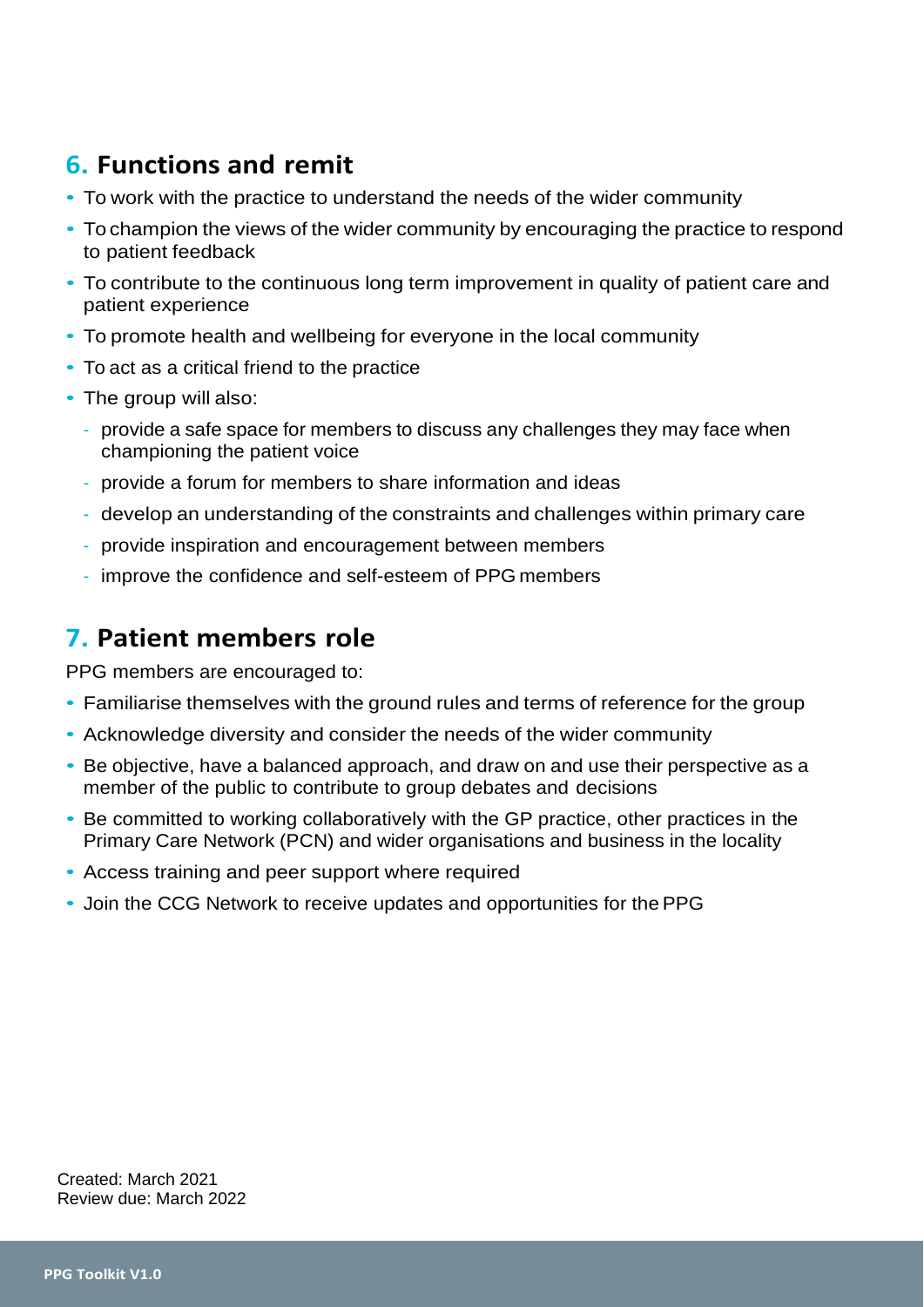## 6. Functions and remit

- To work with the practice to understand the needs of the wider community
- To champion the views of the wider community by encouraging the practice to respond to patient feedback
- To contribute to the continuous long term improvement in quality of patient care and patient experience
- To promote health and wellbeing for everyone in the local community
- To act as a critical friend to the practice
- The group will also:
  - provide a safe space for members to discuss any challenges they may face when championing the patient voice
  - provide a forum for members to share information and ideas
  - develop an understanding of the constraints and challenges within primary care
  - provide inspiration and encouragement between members
  - improve the confidence and self-esteem of PPG members

## 7. Patient members role

PPG members are encouraged to:

- Familiarise themselves with the ground rules and terms of reference for the group
- Acknowledge diversity and consider the needs of the wider community
- Be objective, have a balanced approach, and draw on and use their perspective as a member of the public to contribute to group debates and decisions
- Be committed to working collaboratively with the GP practice, other practices in the Primary Care Network (PCN) and wider organisations and business in the locality
- Access training and peer support where required
- Join the CCG Network to receive updates and opportunities for the PPG

Created: March 2021
Review due: March 2022